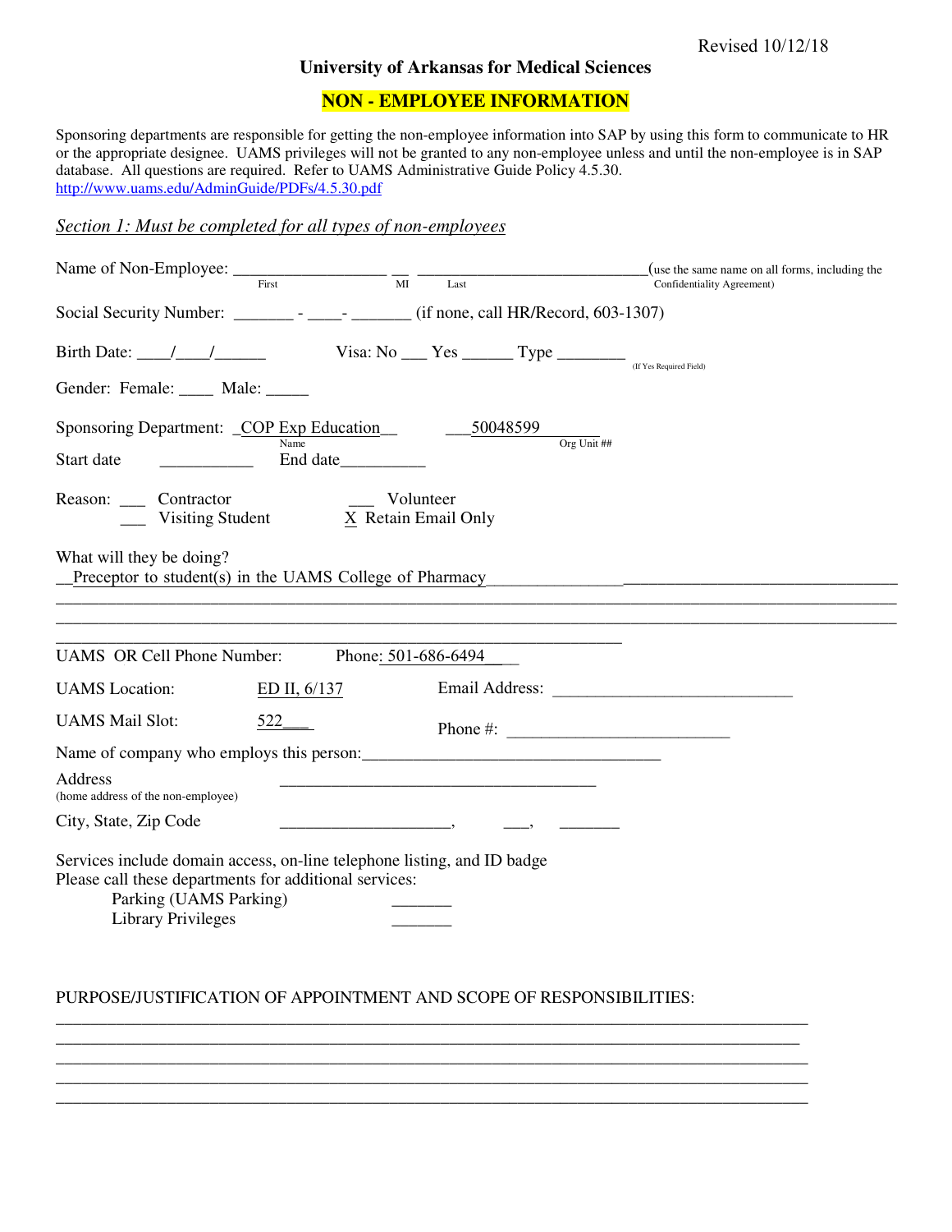Revised 10/12/18

**University of Arkansas for Medical Sciences**

**NON - EMPLOYEE INFORMATION**

Sponsoring departments are responsible for getting the non-employee information into SAP by using this form to communicate to HR or the appropriate designee. UAMS privileges will not be granted to any non-employee unless and until the non-employee is in SAP database. All questions are required. Refer to UAMS Administrative Guide Policy 4.5.30. http://www.uams.edu/AdminGuide/PDFs/4.5.30.pdf

*Section 1: Must be completed for all types of non-employees*

Name of Non-Employee: __________________ __ ____________________________ (use the same name on all forms, including the Confidentiality Agreement)
First MI Last

Social Security Number: _______ - ____- _______ (if none, call HR/Record, 603-1307)

Birth Date: ____/____/______ Visa: No ___ Yes ______ Type ________ (If Yes Required Field)

Gender: Female: ____ Male: _____

Sponsoring Department: _COP Exp Education__ ___50048599_______
Name Org Unit ##

Start date ___________ End date__________

Reason: ___ Contractor ___ Volunteer
___ Visiting Student X Retain Email Only

What will they be doing?
__Preceptor to student(s) in the UAMS College of Pharmacy______________________________________________

UAMS OR Cell Phone Number: Phone: 501-686-6494____

UAMS Location: ED II, 6/137 Email Address: ____________________________

UAMS Mail Slot: 522___ Phone #: __________________________

Name of company who employs this person:___________________________________

Address ______________________________________
(home address of the non-employee)

City, State, Zip Code ____________________, ___, _______

Services include domain access, on-line telephone listing, and ID badge
Please call these departments for additional services:
Parking (UAMS Parking) _______
Library Privileges _______

PURPOSE/JUSTIFICATION OF APPOINTMENT AND SCOPE OF RESPONSIBILITIES: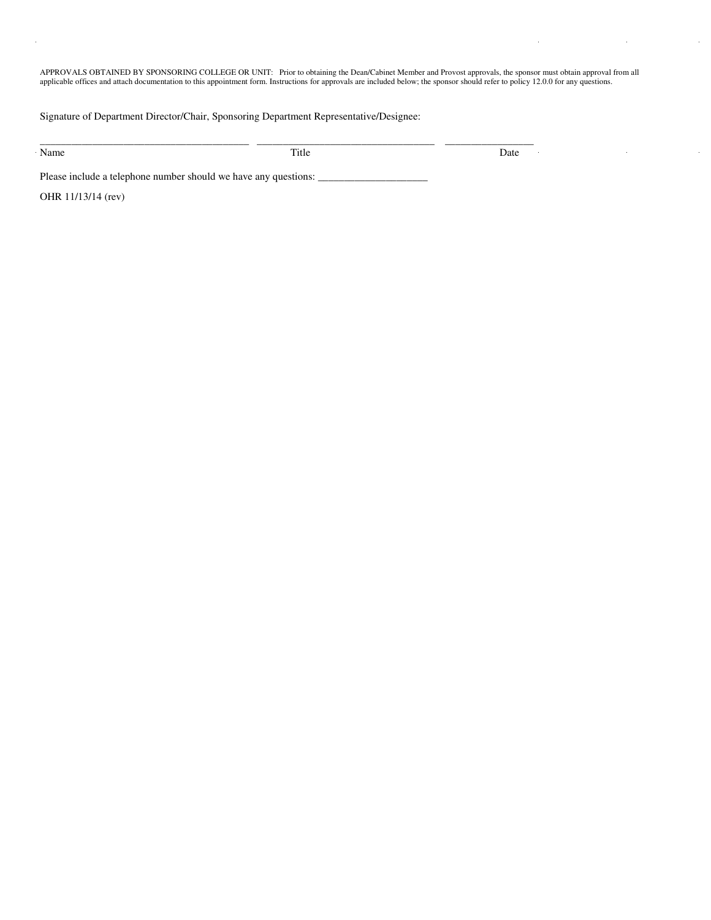APPROVALS OBTAINED BY SPONSORING COLLEGE OR UNIT: Prior to obtaining the Dean/Cabinet Member and Provost approvals, the sponsor must obtain approval from all applicable offices and attach documentation to this appointment form. Instructions for approvals are included below; the sponsor should refer to policy 12.0.0 for any questions.

Signature of Department Director/Chair, Sponsoring Department Representative/Designee:

| | | |
|---|---|---|
| ______________________________________ | ________________________________ | ________________ |
| Name | Title | Date |

Please include a telephone number should we have any questions: ____________________

OHR 11/13/14 (rev)